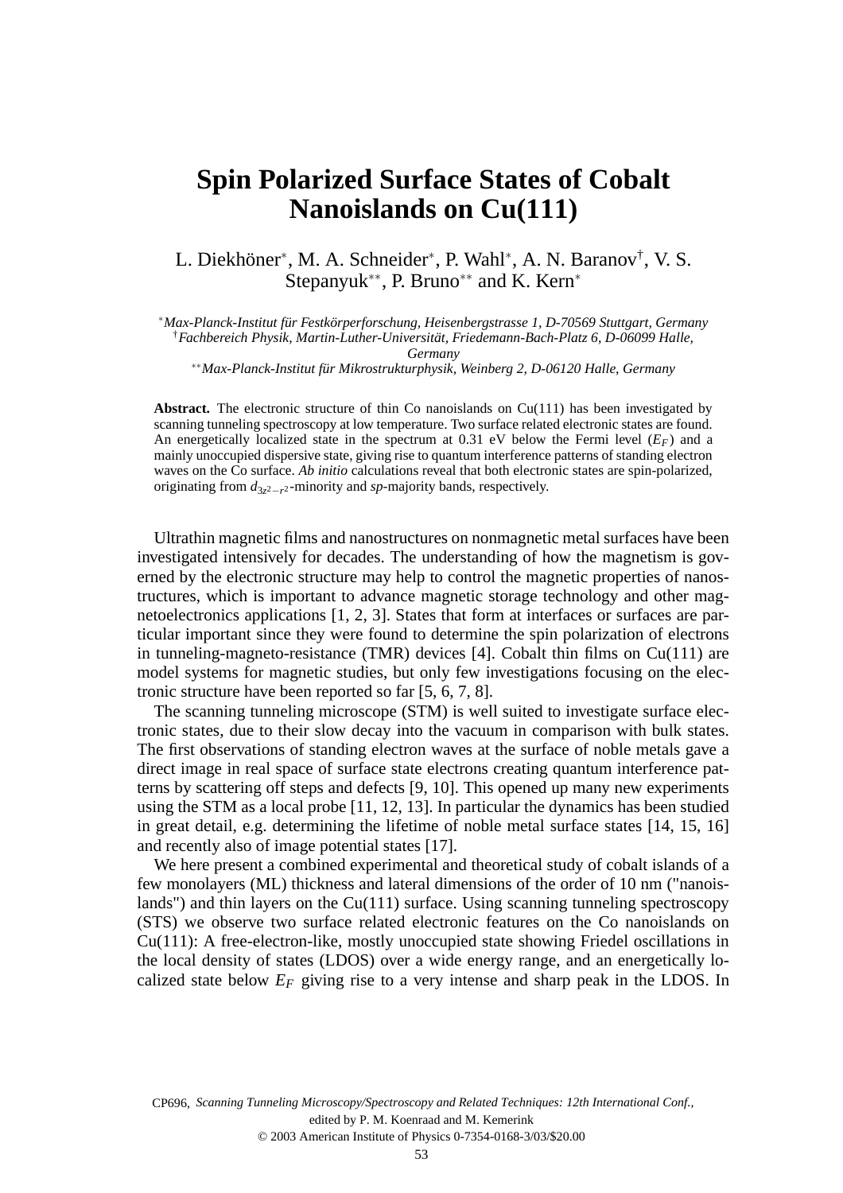# Spin Polarized Surface States of Cobalt Nanoislands on Cu(111)

L. Diekhöner[*], M. A. Schneider[*], P. Wahl[*], A. N. Baranov[†], V. S. Stepanyuk[**], P. Bruno[**] and K. Kern[*]

[*] *Max-Planck-Institut für Festkörperforschung, Heisenbergstrasse 1, D-70569 Stuttgart, Germany*
[†] *Fachbereich Physik, Martin-Luther-Universität, Friedemann-Bach-Platz 6, D-06099 Halle, Germany*
[**] *Max-Planck-Institut für Mikrostrukturphysik, Weinberg 2, D-06120 Halle, Germany*

**Abstract.** The electronic structure of thin Co nanoislands on Cu(111) has been investigated by scanning tunneling spectroscopy at low temperature. Two surface related electronic states are found. An energetically localized state in the spectrum at 0.31 eV below the Fermi level ($E_F$) and a mainly unoccupied dispersive state, giving rise to quantum interference patterns of standing electron waves on the Co surface. *Ab initio* calculations reveal that both electronic states are spin-polarized, originating from $d_{3z^2-r^2}$-minority and *sp*-majority bands, respectively.

Ultrathin magnetic films and nanostructures on nonmagnetic metal surfaces have been investigated intensively for decades. The understanding of how the magnetism is governed by the electronic structure may help to control the magnetic properties of nanostructures, which is important to advance magnetic storage technology and other magnetoelectronics applications [1, 2, 3]. States that form at interfaces or surfaces are particular important since they were found to determine the spin polarization of electrons in tunneling-magneto-resistance (TMR) devices [4]. Cobalt thin films on Cu(111) are model systems for magnetic studies, but only few investigations focusing on the electronic structure have been reported so far [5, 6, 7, 8].

The scanning tunneling microscope (STM) is well suited to investigate surface electronic states, due to their slow decay into the vacuum in comparison with bulk states. The first observations of standing electron waves at the surface of noble metals gave a direct image in real space of surface state electrons creating quantum interference patterns by scattering off steps and defects [9, 10]. This opened up many new experiments using the STM as a local probe [11, 12, 13]. In particular the dynamics has been studied in great detail, e.g. determining the lifetime of noble metal surface states [14, 15, 16] and recently also of image potential states [17].

We here present a combined experimental and theoretical study of cobalt islands of a few monolayers (ML) thickness and lateral dimensions of the order of 10 nm ("nanoislands") and thin layers on the Cu(111) surface. Using scanning tunneling spectroscopy (STS) we observe two surface related electronic features on the Co nanoislands on Cu(111): A free-electron-like, mostly unoccupied state showing Friedel oscillations in the local density of states (LDOS) over a wide energy range, and an energetically localized state below $E_F$ giving rise to a very intense and sharp peak in the LDOS. In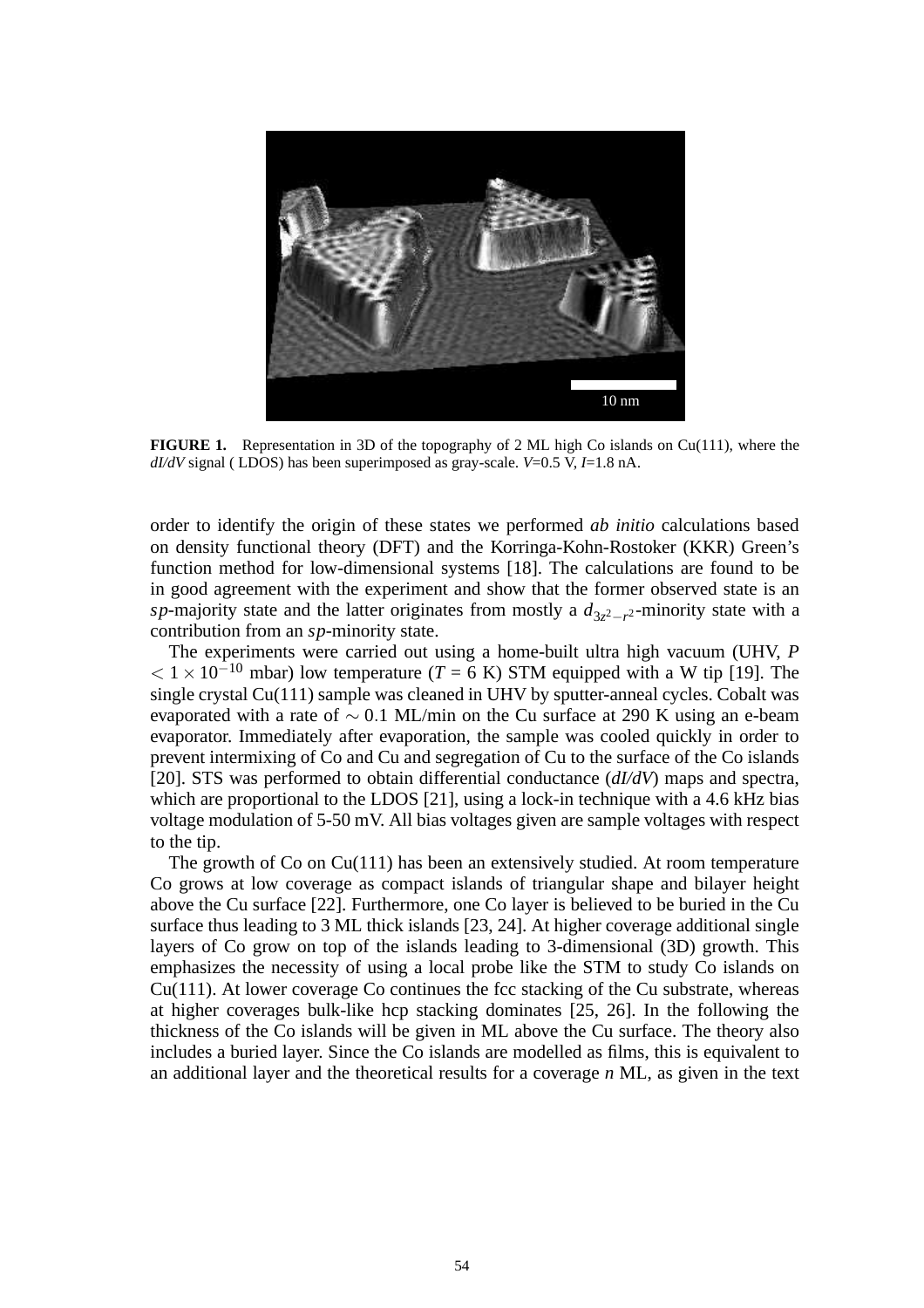**FIGURE 1.** Representation in 3D of the topography of 2 ML high Co islands on Cu(111), where the *dI/dV* signal ( LDOS) has been superimposed as gray-scale. *V*=0.5 V, *I*=1.8 nA.

order to identify the origin of these states we performed *ab initio* calculations based on density functional theory (DFT) and the Korringa-Kohn-Rostoker (KKR) Green's function method for low-dimensional systems [18]. The calculations are found to be in good agreement with the experiment and show that the former observed state is an $sp$-majority state and the latter originates from mostly a $d_{3z^2-r^2}$-minority state with a contribution from an $sp$-minority state.

The experiments were carried out using a home-built ultra high vacuum (UHV, $P < 1 \times 10^{-10}$ mbar) low temperature ($T$ = 6 K) STM equipped with a W tip [19]. The single crystal Cu(111) sample was cleaned in UHV by sputter-anneal cycles. Cobalt was evaporated with a rate of $\sim 0.1$ ML/min on the Cu surface at 290 K using an e-beam evaporator. Immediately after evaporation, the sample was cooled quickly in order to prevent intermixing of Co and Cu and segregation of Cu to the surface of the Co islands [20]. STS was performed to obtain differential conductance (*dI/dV*) maps and spectra, which are proportional to the LDOS [21], using a lock-in technique with a 4.6 kHz bias voltage modulation of 5-50 mV. All bias voltages given are sample voltages with respect to the tip.

The growth of Co on Cu(111) has been an extensively studied. At room temperature Co grows at low coverage as compact islands of triangular shape and bilayer height above the Cu surface [22]. Furthermore, one Co layer is believed to be buried in the Cu surface thus leading to 3 ML thick islands [23, 24]. At higher coverage additional single layers of Co grow on top of the islands leading to 3-dimensional (3D) growth. This emphasizes the necessity of using a local probe like the STM to study Co islands on Cu(111). At lower coverage Co continues the fcc stacking of the Cu substrate, whereas at higher coverages bulk-like hcp stacking dominates [25, 26]. In the following the thickness of the Co islands will be given in ML above the Cu surface. The theory also includes a buried layer. Since the Co islands are modelled as films, this is equivalent to an additional layer and the theoretical results for a coverage *n* ML, as given in the text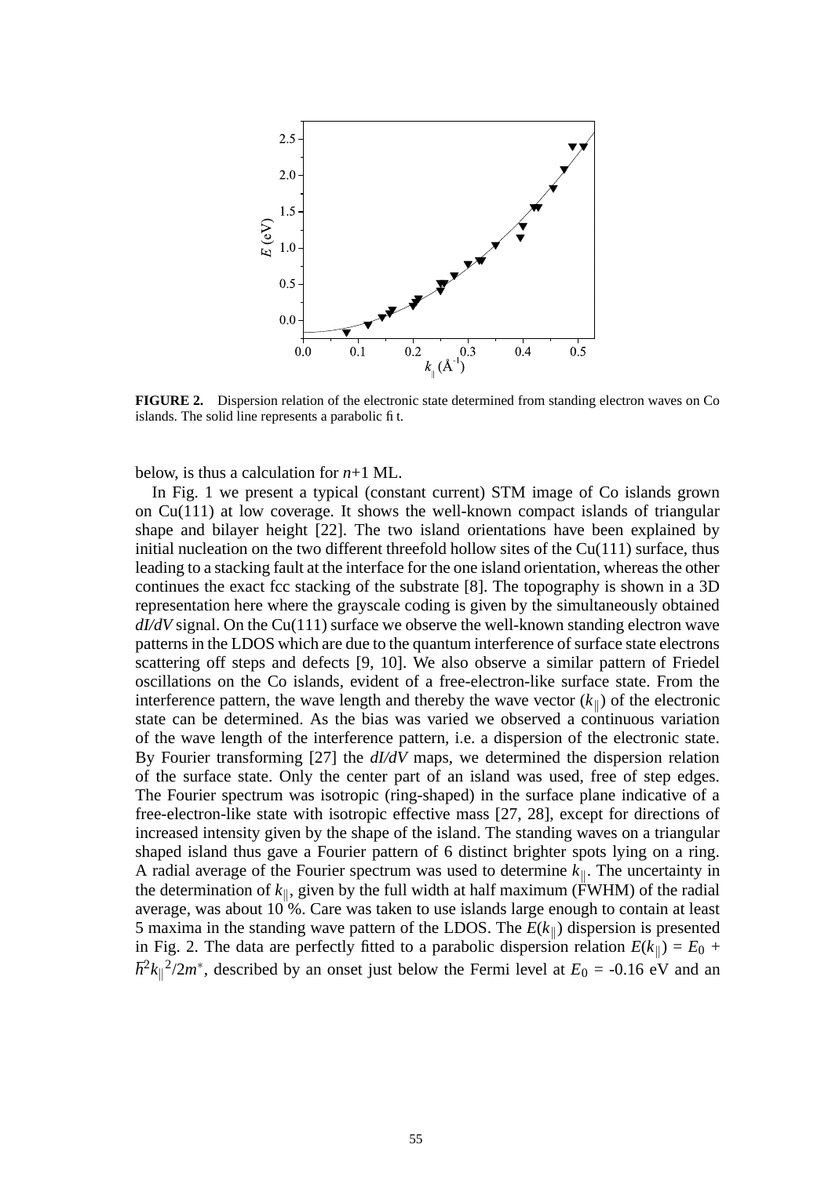**FIGURE 2.** Dispersion relation of the electronic state determined from standing electron waves on Co islands. The solid line represents a parabolic fit.

below, is thus a calculation for $n$+1 ML.

In Fig. 1 we present a typical (constant current) STM image of Co islands grown on Cu(111) at low coverage. It shows the well-known compact islands of triangular shape and bilayer height [22]. The two island orientations have been explained by initial nucleation on the two different threefold hollow sites of the Cu(111) surface, thus leading to a stacking fault at the interface for the one island orientation, whereas the other continues the exact fcc stacking of the substrate [8]. The topography is shown in a 3D representation here where the grayscale coding is given by the simultaneously obtained *dI/dV* signal. On the Cu(111) surface we observe the well-known standing electron wave patterns in the LDOS which are due to the quantum interference of surface state electrons scattering off steps and defects [9, 10]. We also observe a similar pattern of Friedel oscillations on the Co islands, evident of a free-electron-like surface state. From the interference pattern, the wave length and thereby the wave vector ($k_{\|}$) of the electronic state can be determined. As the bias was varied we observed a continuous variation of the wave length of the interference pattern, i.e. a dispersion of the electronic state. By Fourier transforming [27] the *dI/dV* maps, we determined the dispersion relation of the surface state. Only the center part of an island was used, free of step edges. The Fourier spectrum was isotropic (ring-shaped) in the surface plane indicative of a free-electron-like state with isotropic effective mass [27, 28], except for directions of increased intensity given by the shape of the island. The standing waves on a triangular shaped island thus gave a Fourier pattern of 6 distinct brighter spots lying on a ring. A radial average of the Fourier spectrum was used to determine $k_{\|}$. The uncertainty in the determination of $k_{\|}$, given by the full width at half maximum (FWHM) of the radial average, was about 10 %. Care was taken to use islands large enough to contain at least 5 maxima in the standing wave pattern of the LDOS. The $E(k_{\|})$ dispersion is presented in Fig. 2. The data are perfectly fitted to a parabolic dispersion relation $E(k_{\|}) = E_0 + \hbar^2 k_{\|}^2/2m^*$, described by an onset just below the Fermi level at $E_0$ = -0.16 eV and an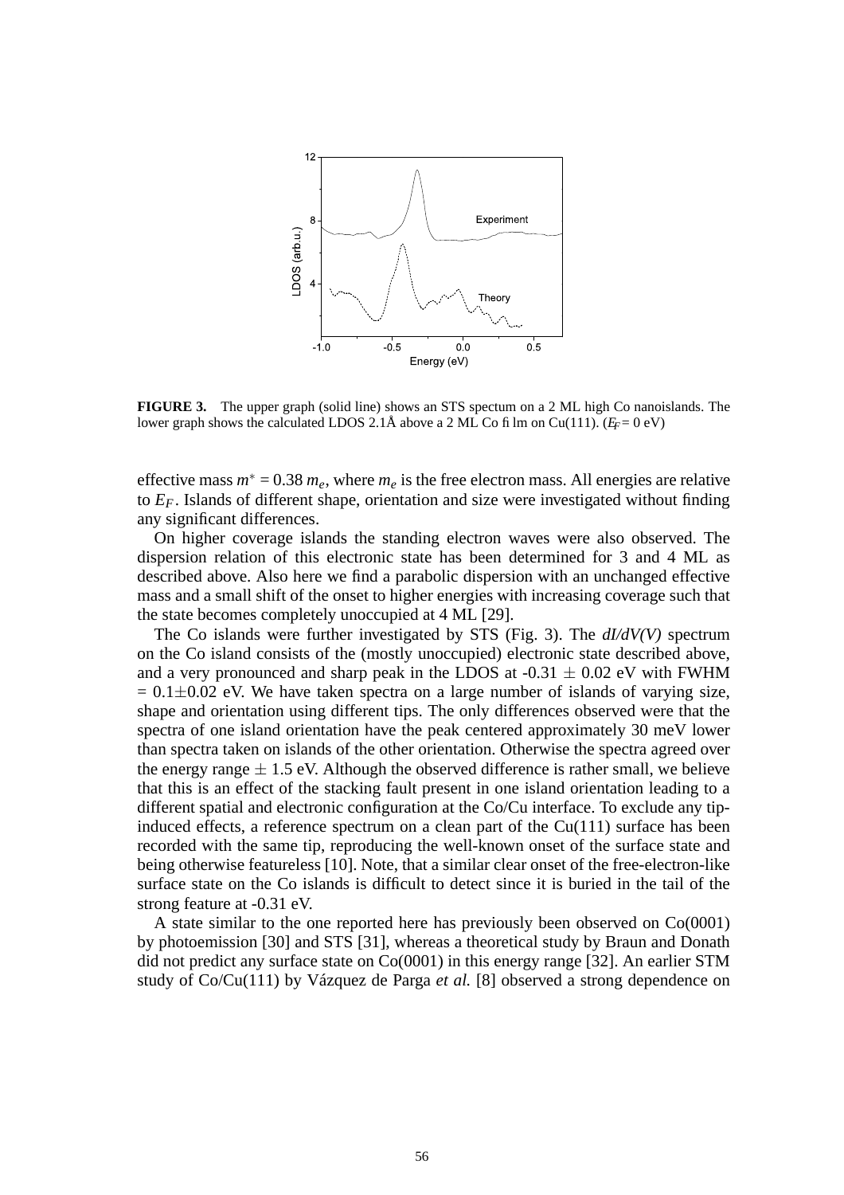**FIGURE 3.** The upper graph (solid line) shows an STS spectum on a 2 ML high Co nanoislands. The lower graph shows the calculated LDOS 2.1Å above a 2 ML Co film on Cu(111). ($E_F$ = 0 eV)

effective mass $m^* = 0.38\, m_e$, where $m_e$ is the free electron mass. All energies are relative to $E_F$. Islands of different shape, orientation and size were investigated without finding any significant differences.

On higher coverage islands the standing electron waves were also observed. The dispersion relation of this electronic state has been determined for 3 and 4 ML as described above. Also here we find a parabolic dispersion with an unchanged effective mass and a small shift of the onset to higher energies with increasing coverage such that the state becomes completely unoccupied at 4 ML [29].

The Co islands were further investigated by STS (Fig. 3). The *dI/dV(V)* spectrum on the Co island consists of the (mostly unoccupied) electronic state described above, and a very pronounced and sharp peak in the LDOS at -0.31 $\pm$ 0.02 eV with FWHM = 0.1$\pm$0.02 eV. We have taken spectra on a large number of islands of varying size, shape and orientation using different tips. The only differences observed were that the spectra of one island orientation have the peak centered approximately 30 meV lower than spectra taken on islands of the other orientation. Otherwise the spectra agreed over the energy range $\pm$ 1.5 eV. Although the observed difference is rather small, we believe that this is an effect of the stacking fault present in one island orientation leading to a different spatial and electronic configuration at the Co/Cu interface. To exclude any tip-induced effects, a reference spectrum on a clean part of the Cu(111) surface has been recorded with the same tip, reproducing the well-known onset of the surface state and being otherwise featureless [10]. Note, that a similar clear onset of the free-electron-like surface state on the Co islands is difficult to detect since it is buried in the tail of the strong feature at -0.31 eV.

A state similar to the one reported here has previously been observed on Co(0001) by photoemission [30] and STS [31], whereas a theoretical study by Braun and Donath did not predict any surface state on Co(0001) in this energy range [32]. An earlier STM study of Co/Cu(111) by Vázquez de Parga *et al.* [8] observed a strong dependence on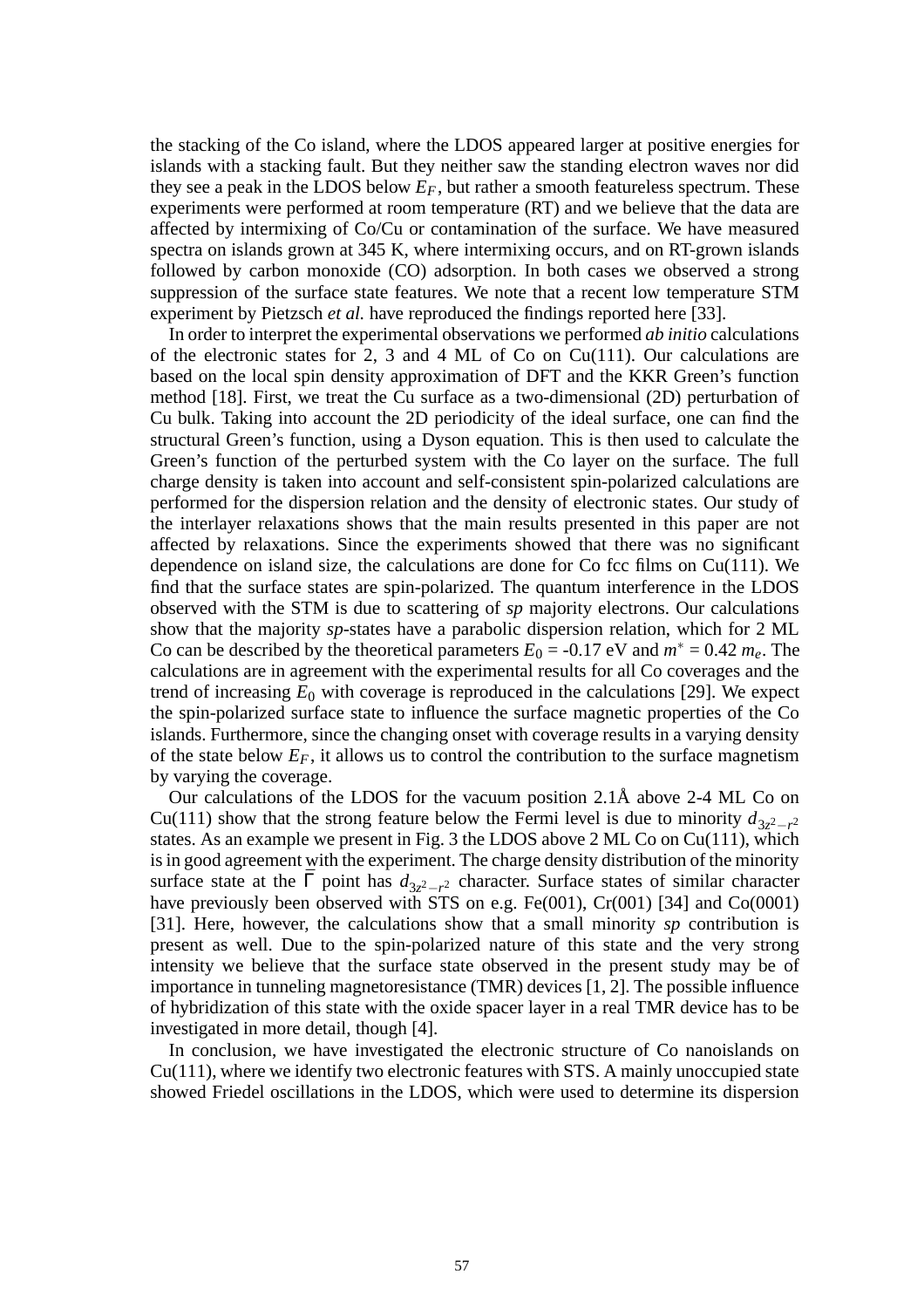the stacking of the Co island, where the LDOS appeared larger at positive energies for islands with a stacking fault. But they neither saw the standing electron waves nor did they see a peak in the LDOS below $E_F$, but rather a smooth featureless spectrum. These experiments were performed at room temperature (RT) and we believe that the data are affected by intermixing of Co/Cu or contamination of the surface. We have measured spectra on islands grown at 345 K, where intermixing occurs, and on RT-grown islands followed by carbon monoxide (CO) adsorption. In both cases we observed a strong suppression of the surface state features. We note that a recent low temperature STM experiment by Pietzsch *et al.* have reproduced the findings reported here [33].

In order to interpret the experimental observations we performed *ab initio* calculations of the electronic states for 2, 3 and 4 ML of Co on Cu(111). Our calculations are based on the local spin density approximation of DFT and the KKR Green's function method [18]. First, we treat the Cu surface as a two-dimensional (2D) perturbation of Cu bulk. Taking into account the 2D periodicity of the ideal surface, one can find the structural Green's function, using a Dyson equation. This is then used to calculate the Green's function of the perturbed system with the Co layer on the surface. The full charge density is taken into account and self-consistent spin-polarized calculations are performed for the dispersion relation and the density of electronic states. Our study of the interlayer relaxations shows that the main results presented in this paper are not affected by relaxations. Since the experiments showed that there was no significant dependence on island size, the calculations are done for Co fcc films on Cu(111). We find that the surface states are spin-polarized. The quantum interference in the LDOS observed with the STM is due to scattering of *sp* majority electrons. Our calculations show that the majority *sp*-states have a parabolic dispersion relation, which for 2 ML Co can be described by the theoretical parameters $E_0$ = -0.17 eV and $m^*$ = 0.42 $m_e$. The calculations are in agreement with the experimental results for all Co coverages and the trend of increasing $E_0$ with coverage is reproduced in the calculations [29]. We expect the spin-polarized surface state to influence the surface magnetic properties of the Co islands. Furthermore, since the changing onset with coverage results in a varying density of the state below $E_F$, it allows us to control the contribution to the surface magnetism by varying the coverage.

Our calculations of the LDOS for the vacuum position 2.1Å above 2-4 ML Co on Cu(111) show that the strong feature below the Fermi level is due to minority $d_{3z^2-r^2}$ states. As an example we present in Fig. 3 the LDOS above 2 ML Co on Cu(111), which is in good agreement with the experiment. The charge density distribution of the minority surface state at the $\overline{\Gamma}$ point has $d_{3z^2-r^2}$ character. Surface states of similar character have previously been observed with STS on e.g. Fe(001), Cr(001) [34] and Co(0001) [31]. Here, however, the calculations show that a small minority *sp* contribution is present as well. Due to the spin-polarized nature of this state and the very strong intensity we believe that the surface state observed in the present study may be of importance in tunneling magnetoresistance (TMR) devices [1, 2]. The possible influence of hybridization of this state with the oxide spacer layer in a real TMR device has to be investigated in more detail, though [4].

In conclusion, we have investigated the electronic structure of Co nanoislands on Cu(111), where we identify two electronic features with STS. A mainly unoccupied state showed Friedel oscillations in the LDOS, which were used to determine its dispersion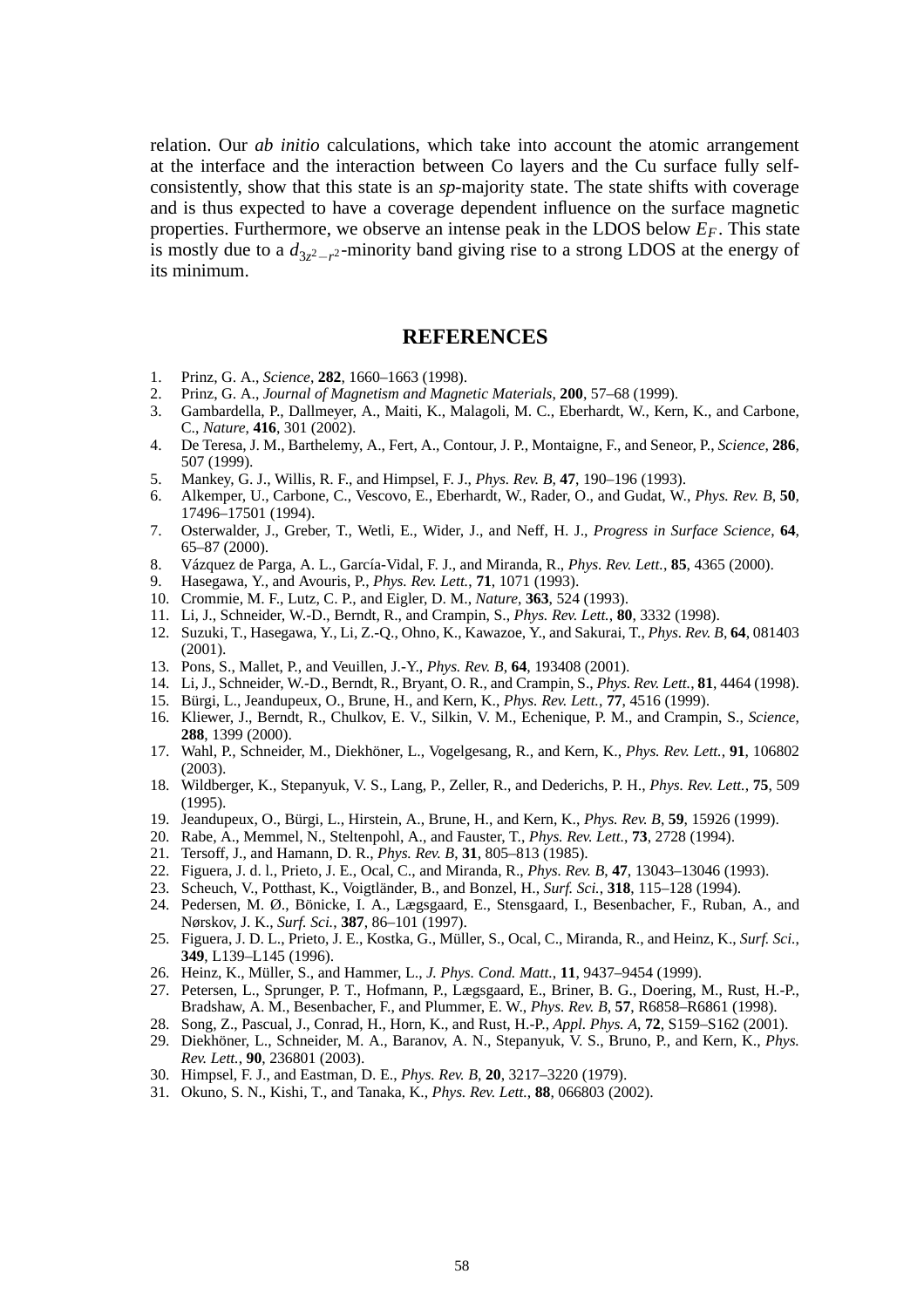relation. Our *ab initio* calculations, which take into account the atomic arrangement at the interface and the interaction between Co layers and the Cu surface fully self-consistently, show that this state is an *sp*-majority state. The state shifts with coverage and is thus expected to have a coverage dependent influence on the surface magnetic properties. Furthermore, we observe an intense peak in the LDOS below $E_F$. This state is mostly due to a $d_{3z^2-r^2}$-minority band giving rise to a strong LDOS at the energy of its minimum.

## REFERENCES

1. Prinz, G. A., *Science*, **282**, 1660–1663 (1998).
2. Prinz, G. A., *Journal of Magnetism and Magnetic Materials*, **200**, 57–68 (1999).
3. Gambardella, P., Dallmeyer, A., Maiti, K., Malagoli, M. C., Eberhardt, W., Kern, K., and Carbone, C., *Nature*, **416**, 301 (2002).
4. De Teresa, J. M., Barthelemy, A., Fert, A., Contour, J. P., Montaigne, F., and Seneor, P., *Science*, **286**, 507 (1999).
5. Mankey, G. J., Willis, R. F., and Himpsel, F. J., *Phys. Rev. B*, **47**, 190–196 (1993).
6. Alkemper, U., Carbone, C., Vescovo, E., Eberhardt, W., Rader, O., and Gudat, W., *Phys. Rev. B*, **50**, 17496–17501 (1994).
7. Osterwalder, J., Greber, T., Wetli, E., Wider, J., and Neff, H. J., *Progress in Surface Science*, **64**, 65–87 (2000).
8. Vázquez de Parga, A. L., García-Vidal, F. J., and Miranda, R., *Phys. Rev. Lett.*, **85**, 4365 (2000).
9. Hasegawa, Y., and Avouris, P., *Phys. Rev. Lett.*, **71**, 1071 (1993).
10. Crommie, M. F., Lutz, C. P., and Eigler, D. M., *Nature*, **363**, 524 (1993).
11. Li, J., Schneider, W.-D., Berndt, R., and Crampin, S., *Phys. Rev. Lett.*, **80**, 3332 (1998).
12. Suzuki, T., Hasegawa, Y., Li, Z.-Q., Ohno, K., Kawazoe, Y., and Sakurai, T., *Phys. Rev. B*, **64**, 081403 (2001).
13. Pons, S., Mallet, P., and Veuillen, J.-Y., *Phys. Rev. B*, **64**, 193408 (2001).
14. Li, J., Schneider, W.-D., Berndt, R., Bryant, O. R., and Crampin, S., *Phys. Rev. Lett.*, **81**, 4464 (1998).
15. Bürgi, L., Jeandupeux, O., Brune, H., and Kern, K., *Phys. Rev. Lett.*, **77**, 4516 (1999).
16. Kliewer, J., Berndt, R., Chulkov, E. V., Silkin, V. M., Echenique, P. M., and Crampin, S., *Science*, **288**, 1399 (2000).
17. Wahl, P., Schneider, M., Diekhöner, L., Vogelgesang, R., and Kern, K., *Phys. Rev. Lett.*, **91**, 106802 (2003).
18. Wildberger, K., Stepanyuk, V. S., Lang, P., Zeller, R., and Dederichs, P. H., *Phys. Rev. Lett.*, **75**, 509 (1995).
19. Jeandupeux, O., Bürgi, L., Hirstein, A., Brune, H., and Kern, K., *Phys. Rev. B*, **59**, 15926 (1999).
20. Rabe, A., Memmel, N., Steltenpohl, A., and Fauster, T., *Phys. Rev. Lett.*, **73**, 2728 (1994).
21. Tersoff, J., and Hamann, D. R., *Phys. Rev. B*, **31**, 805–813 (1985).
22. Figuera, J. d. l., Prieto, J. E., Ocal, C., and Miranda, R., *Phys. Rev. B*, **47**, 13043–13046 (1993).
23. Scheuch, V., Potthast, K., Voigtländer, B., and Bonzel, H., *Surf. Sci.*, **318**, 115–128 (1994).
24. Pedersen, M. Ø., Bönicke, I. A., Lægsgaard, E., Stensgaard, I., Besenbacher, F., Ruban, A., and Nørskov, J. K., *Surf. Sci.*, **387**, 86–101 (1997).
25. Figuera, J. D. L., Prieto, J. E., Kostka, G., Müller, S., Ocal, C., Miranda, R., and Heinz, K., *Surf. Sci.*, **349**, L139–L145 (1996).
26. Heinz, K., Müller, S., and Hammer, L., *J. Phys. Cond. Matt.*, **11**, 9437–9454 (1999).
27. Petersen, L., Sprunger, P. T., Hofmann, P., Lægsgaard, E., Briner, B. G., Doering, M., Rust, H.-P., Bradshaw, A. M., Besenbacher, F., and Plummer, E. W., *Phys. Rev. B*, **57**, R6858–R6861 (1998).
28. Song, Z., Pascual, J., Conrad, H., Horn, K., and Rust, H.-P., *Appl. Phys. A*, **72**, S159–S162 (2001).
29. Diekhöner, L., Schneider, M. A., Baranov, A. N., Stepanyuk, V. S., Bruno, P., and Kern, K., *Phys. Rev. Lett.*, **90**, 236801 (2003).
30. Himpsel, F. J., and Eastman, D. E., *Phys. Rev. B*, **20**, 3217–3220 (1979).
31. Okuno, S. N., Kishi, T., and Tanaka, K., *Phys. Rev. Lett.*, **88**, 066803 (2002).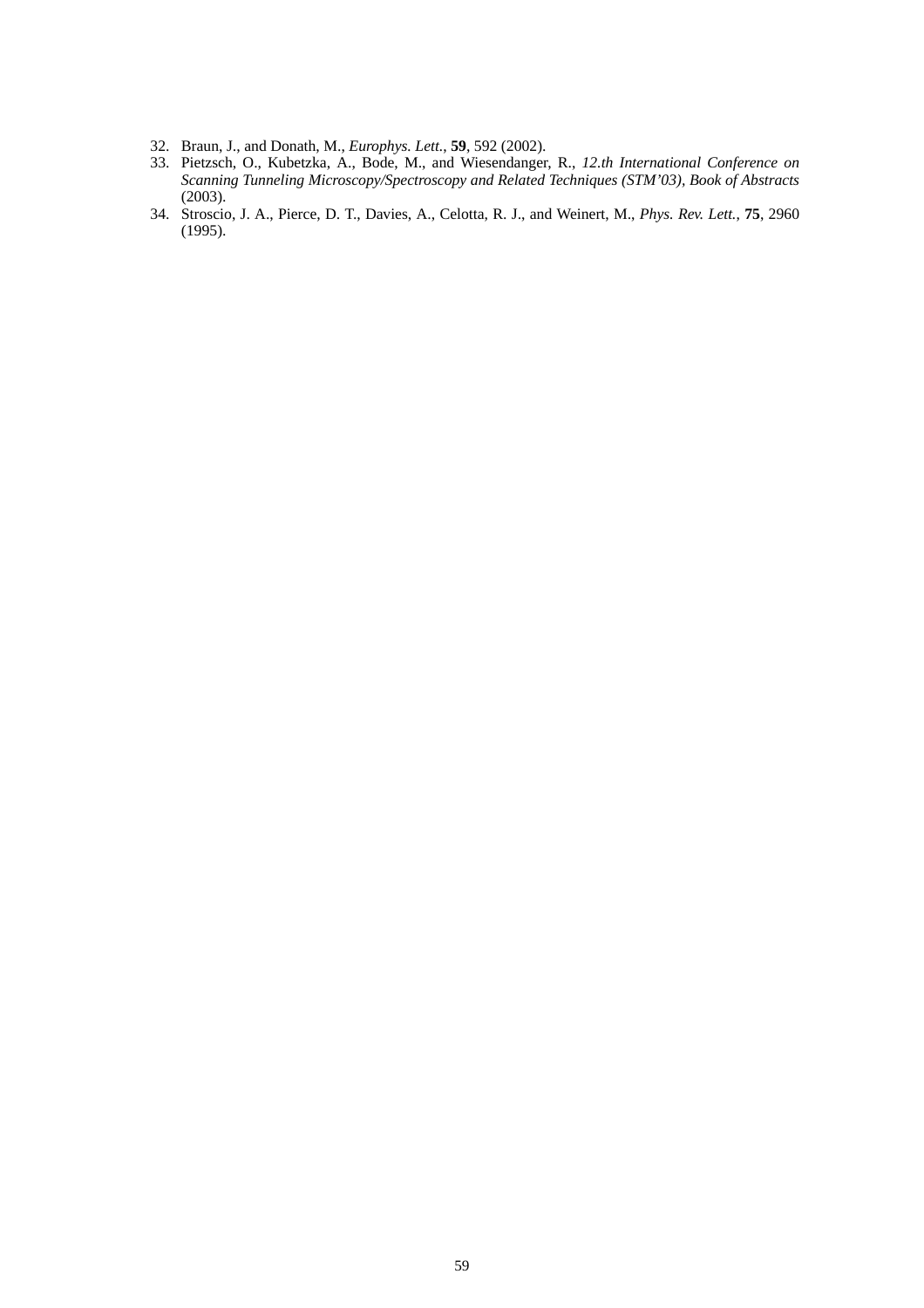32. Braun, J., and Donath, M., *Europhys. Lett.*, **59**, 592 (2002).
33. Pietzsch, O., Kubetzka, A., Bode, M., and Wiesendanger, R., *12.th International Conference on Scanning Tunneling Microscopy/Spectroscopy and Related Techniques (STM'03), Book of Abstracts* (2003).
34. Stroscio, J. A., Pierce, D. T., Davies, A., Celotta, R. J., and Weinert, M., *Phys. Rev. Lett.*, **75**, 2960 (1995).